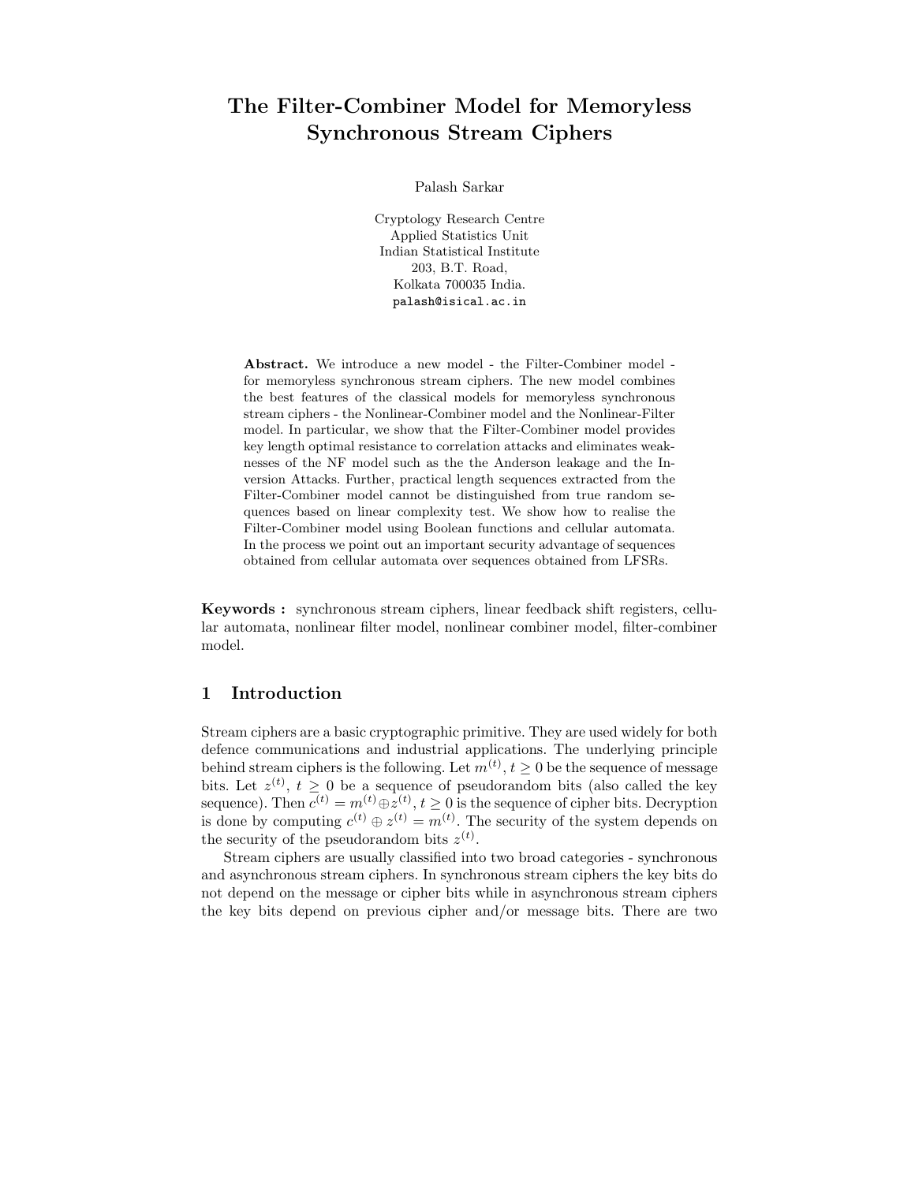# The Filter-Combiner Model for Memoryless Synchronous Stream Ciphers

Palash Sarkar

Cryptology Research Centre
Applied Statistics Unit
Indian Statistical Institute
203, B.T. Road,
Kolkata 700035 India.
palash@isical.ac.in

**Abstract.** We introduce a new model - the Filter-Combiner model - for memoryless synchronous stream ciphers. The new model combines the best features of the classical models for memoryless synchronous stream ciphers - the Nonlinear-Combiner model and the Nonlinear-Filter model. In particular, we show that the Filter-Combiner model provides key length optimal resistance to correlation attacks and eliminates weaknesses of the NF model such as the the Anderson leakage and the Inversion Attacks. Further, practical length sequences extracted from the Filter-Combiner model cannot be distinguished from true random sequences based on linear complexity test. We show how to realise the Filter-Combiner model using Boolean functions and cellular automata. In the process we point out an important security advantage of sequences obtained from cellular automata over sequences obtained from LFSRs.

**Keywords :** synchronous stream ciphers, linear feedback shift registers, cellular automata, nonlinear filter model, nonlinear combiner model, filter-combiner model.

## 1 Introduction

Stream ciphers are a basic cryptographic primitive. They are used widely for both defence communications and industrial applications. The underlying principle behind stream ciphers is the following. Let $m^{(t)}, t \geq 0$ be the sequence of message bits. Let $z^{(t)}$, $t \geq 0$ be a sequence of pseudorandom bits (also called the key sequence). Then $c^{(t)} = m^{(t)} \oplus z^{(t)}, t \geq 0$ is the sequence of cipher bits. Decryption is done by computing $c^{(t)} \oplus z^{(t)} = m^{(t)}$. The security of the system depends on the security of the pseudorandom bits $z^{(t)}$.

Stream ciphers are usually classified into two broad categories - synchronous and asynchronous stream ciphers. In synchronous stream ciphers the key bits do not depend on the message or cipher bits while in asynchronous stream ciphers the key bits depend on previous cipher and/or message bits. There are two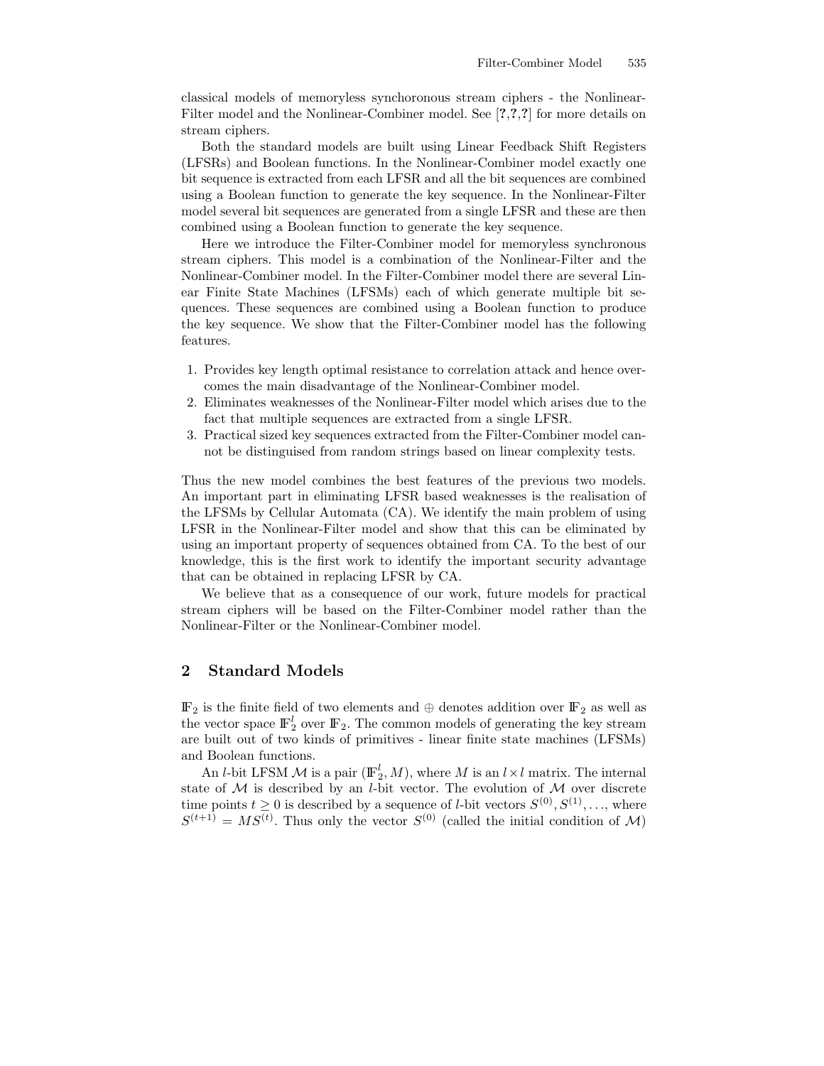classical models of memoryless synchoronous stream ciphers - the Nonlinear-Filter model and the Nonlinear-Combiner model. See [?,?,?] for more details on stream ciphers.

Both the standard models are built using Linear Feedback Shift Registers (LFSRs) and Boolean functions. In the Nonlinear-Combiner model exactly one bit sequence is extracted from each LFSR and all the bit sequences are combined using a Boolean function to generate the key sequence. In the Nonlinear-Filter model several bit sequences are generated from a single LFSR and these are then combined using a Boolean function to generate the key sequence.

Here we introduce the Filter-Combiner model for memoryless synchronous stream ciphers. This model is a combination of the Nonlinear-Filter and the Nonlinear-Combiner model. In the Filter-Combiner model there are several Linear Finite State Machines (LFSMs) each of which generate multiple bit sequences. These sequences are combined using a Boolean function to produce the key sequence. We show that the Filter-Combiner model has the following features.

1. Provides key length optimal resistance to correlation attack and hence overcomes the main disadvantage of the Nonlinear-Combiner model.
2. Eliminates weaknesses of the Nonlinear-Filter model which arises due to the fact that multiple sequences are extracted from a single LFSR.
3. Practical sized key sequences extracted from the Filter-Combiner model cannot be distinguised from random strings based on linear complexity tests.

Thus the new model combines the best features of the previous two models. An important part in eliminating LFSR based weaknesses is the realisation of the LFSMs by Cellular Automata (CA). We identify the main problem of using LFSR in the Nonlinear-Filter model and show that this can be eliminated by using an important property of sequences obtained from CA. To the best of our knowledge, this is the first work to identify the important security advantage that can be obtained in replacing LFSR by CA.

We believe that as a consequence of our work, future models for practical stream ciphers will be based on the Filter-Combiner model rather than the Nonlinear-Filter or the Nonlinear-Combiner model.

## 2 Standard Models

$\mathbb{F}_2$ is the finite field of two elements and $\oplus$ denotes addition over $\mathbb{F}_2$ as well as the vector space $\mathbb{F}_2^l$ over $\mathbb{F}_2$. The common models of generating the key stream are built out of two kinds of primitives - linear finite state machines (LFSMs) and Boolean functions.

An $l$-bit LFSM $\mathcal{M}$ is a pair $(\mathbb{F}_2^l, M)$, where $M$ is an $l \times l$ matrix. The internal state of $\mathcal{M}$ is described by an $l$-bit vector. The evolution of $\mathcal{M}$ over discrete time points $t \geq 0$ is described by a sequence of $l$-bit vectors $S^{(0)}, S^{(1)}, \ldots$, where $S^{(t+1)} = MS^{(t)}$. Thus only the vector $S^{(0)}$ (called the initial condition of $\mathcal{M}$)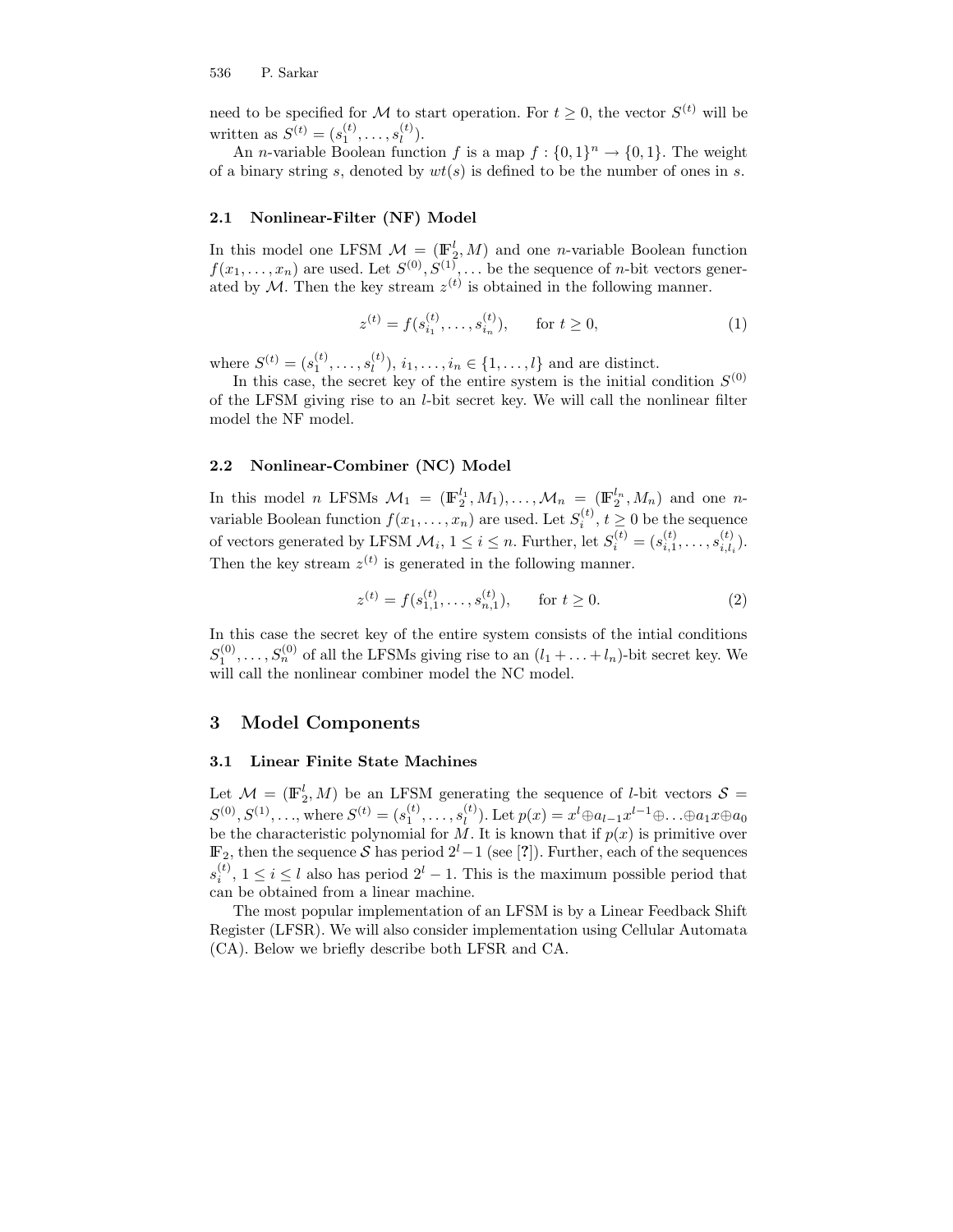need to be specified for $\mathcal{M}$ to start operation. For $t \geq 0$, the vector $S^{(t)}$ will be written as $S^{(t)} = (s_1^{(t)}, \ldots, s_l^{(t)})$.

An $n$-variable Boolean function $f$ is a map $f : \{0,1\}^n \rightarrow \{0,1\}$. The weight of a binary string $s$, denoted by $wt(s)$ is defined to be the number of ones in $s$.

### 2.1 Nonlinear-Filter (NF) Model

In this model one LFSM $\mathcal{M} = (\mathbb{F}_2^l, M)$ and one $n$-variable Boolean function $f(x_1, \ldots, x_n)$ are used. Let $S^{(0)}, S^{(1)}, \ldots$ be the sequence of $n$-bit vectors generated by $\mathcal{M}$. Then the key stream $z^{(t)}$ is obtained in the following manner.

$$z^{(t)} = f(s_{i_1}^{(t)}, \ldots, s_{i_n}^{(t)}), \qquad \text{for } t \geq 0, \tag{1}$$

where $S^{(t)} = (s_1^{(t)}, \ldots, s_l^{(t)})$, $i_1, \ldots, i_n \in \{1, \ldots, l\}$ and are distinct.

In this case, the secret key of the entire system is the initial condition $S^{(0)}$ of the LFSM giving rise to an $l$-bit secret key. We will call the nonlinear filter model the NF model.

### 2.2 Nonlinear-Combiner (NC) Model

In this model $n$ LFSMs $\mathcal{M}_1 = (\mathbb{F}_2^{l_1}, M_1), \ldots, \mathcal{M}_n = (\mathbb{F}_2^{l_n}, M_n)$ and one $n$-variable Boolean function $f(x_1, \ldots, x_n)$ are used. Let $S_i^{(t)}$, $t \geq 0$ be the sequence of vectors generated by LFSM $\mathcal{M}_i$, $1 \leq i \leq n$. Further, let $S_i^{(t)} = (s_{i,1}^{(t)}, \ldots, s_{i,l_i}^{(t)})$. Then the key stream $z^{(t)}$ is generated in the following manner.

$$z^{(t)} = f(s_{1,1}^{(t)}, \ldots, s_{n,1}^{(t)}), \qquad \text{for } t \geq 0. \tag{2}$$

In this case the secret key of the entire system consists of the intial conditions $S_1^{(0)}, \ldots, S_n^{(0)}$ of all the LFSMs giving rise to an $(l_1 + \ldots + l_n)$-bit secret key. We will call the nonlinear combiner model the NC model.

## 3 Model Components

### 3.1 Linear Finite State Machines

Let $\mathcal{M} = (\mathbb{F}_2^l, M)$ be an LFSM generating the sequence of $l$-bit vectors $\mathcal{S} = S^{(0)}, S^{(1)}, \ldots$, where $S^{(t)} = (s_1^{(t)}, \ldots, s_l^{(t)})$. Let $p(x) = x^l \oplus a_{l-1}x^{l-1} \oplus \ldots \oplus a_1 x \oplus a_0$ be the characteristic polynomial for $M$. It is known that if $p(x)$ is primitive over $\mathbb{F}_2$, then the sequence $\mathcal{S}$ has period $2^l - 1$ (see [?]). Further, each of the sequences $s_i^{(t)}$, $1 \leq i \leq l$ also has period $2^l - 1$. This is the maximum possible period that can be obtained from a linear machine.

The most popular implementation of an LFSM is by a Linear Feedback Shift Register (LFSR). We will also consider implementation using Cellular Automata (CA). Below we briefly describe both LFSR and CA.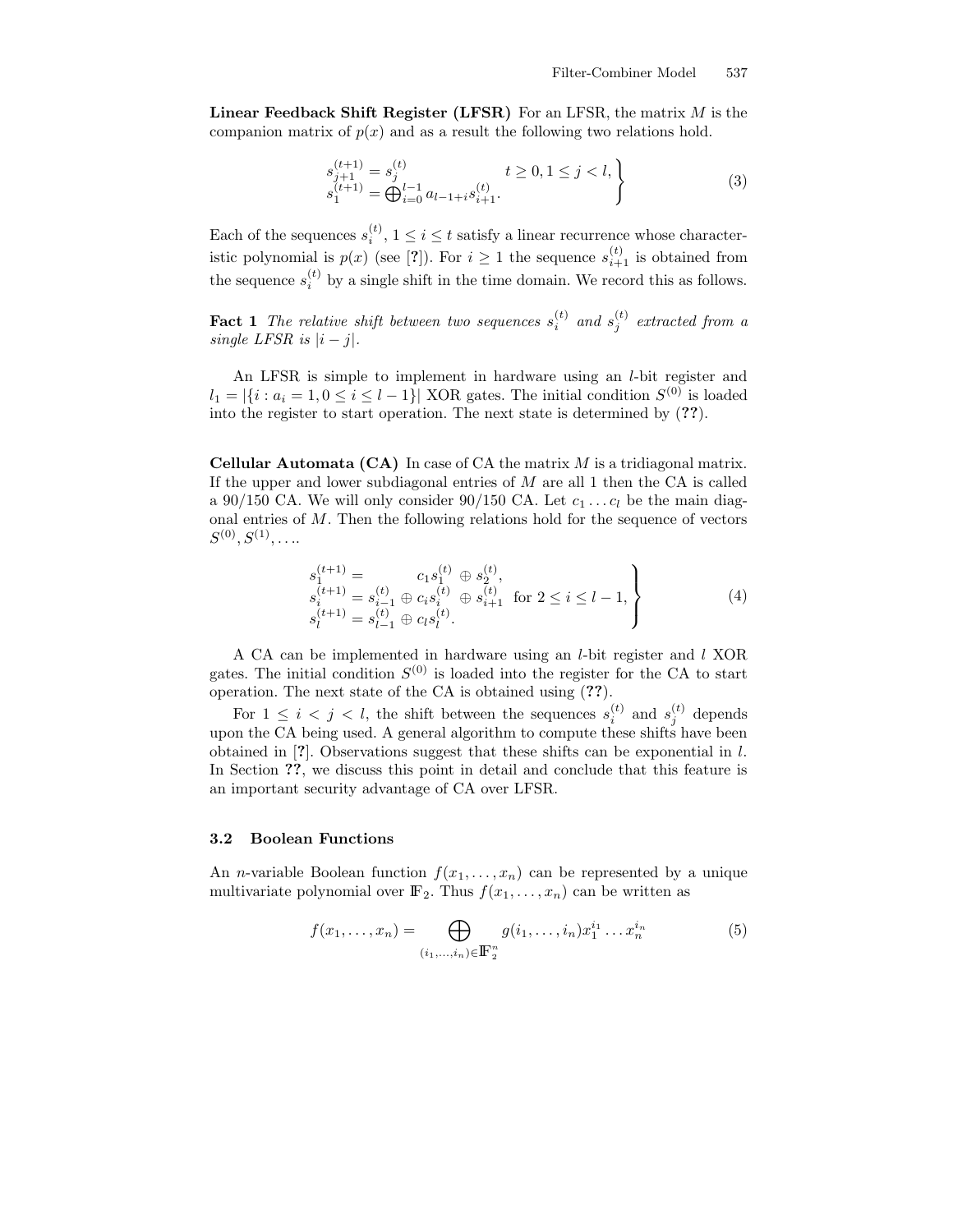**Linear Feedback Shift Register (LFSR)** For an LFSR, the matrix $M$ is the companion matrix of $p(x)$ and as a result the following two relations hold.

$$\left.\begin{array}{ll} s_{j+1}^{(t+1)} = s_j^{(t)} & t \geq 0, 1 \leq j < l, \\ s_1^{(t+1)} = \bigoplus_{i=0}^{l-1} a_{l-1+i} s_{i+1}^{(t)}. & \end{array}\right\} \tag{3}$$

Each of the sequences $s_i^{(t)}$, $1 \leq i \leq t$ satisfy a linear recurrence whose characteristic polynomial is $p(x)$ (see [?]). For $i \geq 1$ the sequence $s_{i+1}^{(t)}$ is obtained from the sequence $s_i^{(t)}$ by a single shift in the time domain. We record this as follows.

**Fact 1** *The relative shift between two sequences* $s_i^{(t)}$ *and* $s_j^{(t)}$ *extracted from a single LFSR is* $|i - j|$.

An LFSR is simple to implement in hardware using an $l$-bit register and $l_1 = |\{i : a_i = 1, 0 \leq i \leq l - 1\}|$ XOR gates. The initial condition $S^{(0)}$ is loaded into the register to start operation. The next state is determined by (**??**).

**Cellular Automata (CA)** In case of CA the matrix $M$ is a tridiagonal matrix. If the upper and lower subdiagonal entries of $M$ are all 1 then the CA is called a 90/150 CA. We will only consider 90/150 CA. Let $c_1 \ldots c_l$ be the main diagonal entries of $M$. Then the following relations hold for the sequence of vectors $S^{(0)}, S^{(1)}, \ldots$.

$$\left.\begin{array}{l} s_1^{(t+1)} = \qquad\quad c_1 s_1^{(t)} \oplus s_2^{(t)}, \\ s_i^{(t+1)} = s_{i-1}^{(t)} \oplus c_i s_i^{(t)} \oplus s_{i+1}^{(t)} \text{ for } 2 \leq i \leq l-1, \\ s_l^{(t+1)} = s_{l-1}^{(t)} \oplus c_l s_l^{(t)}. \end{array}\right\} \tag{4}$$

A CA can be implemented in hardware using an $l$-bit register and $l$ XOR gates. The initial condition $S^{(0)}$ is loaded into the register for the CA to start operation. The next state of the CA is obtained using (**??**).

For $1 \leq i < j < l$, the shift between the sequences $s_i^{(t)}$ and $s_j^{(t)}$ depends upon the CA being used. A general algorithm to compute these shifts have been obtained in [?]. Observations suggest that these shifts can be exponential in $l$. In Section **??**, we discuss this point in detail and conclude that this feature is an important security advantage of CA over LFSR.

### 3.2 Boolean Functions

An $n$-variable Boolean function $f(x_1, \ldots, x_n)$ can be represented by a unique multivariate polynomial over $\mathbb{F}_2$. Thus $f(x_1, \ldots, x_n)$ can be written as

$$f(x_1, \ldots, x_n) = \bigoplus_{(i_1, \ldots, i_n) \in \mathbb{F}_2^n} g(i_1, \ldots, i_n) x_1^{i_1} \ldots x_n^{i_n} \tag{5}$$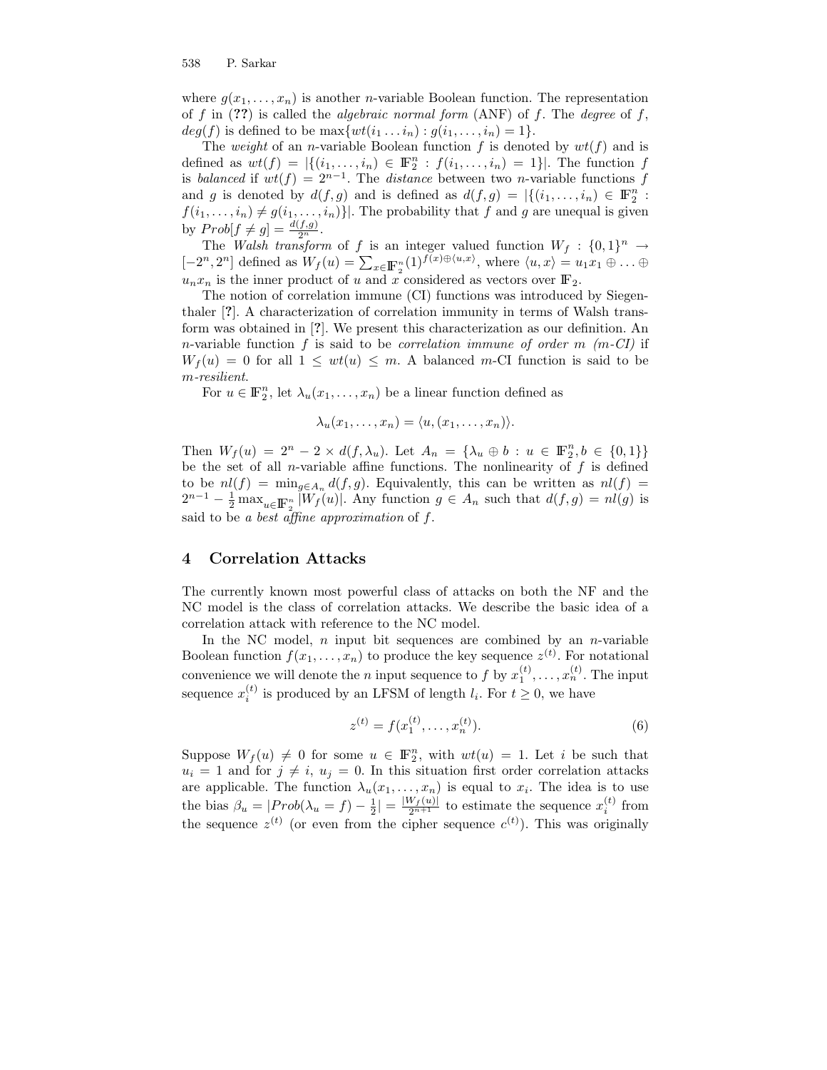where $g(x_1, \ldots, x_n)$ is another $n$-variable Boolean function. The representation of $f$ in (??) is called the *algebraic normal form* (ANF) of $f$. The *degree* of $f$, $deg(f)$ is defined to be $\max\{wt(i_1 \ldots i_n) : g(i_1, \ldots, i_n) = 1\}$.

The *weight* of an $n$-variable Boolean function $f$ is denoted by $wt(f)$ and is defined as $wt(f) = |\{(i_1, \ldots, i_n) \in \mathbb{F}_2^n : f(i_1, \ldots, i_n) = 1\}|$. The function $f$ is *balanced* if $wt(f) = 2^{n-1}$. The *distance* between two $n$-variable functions $f$ and $g$ is denoted by $d(f, g)$ and is defined as $d(f, g) = |\{(i_1, \ldots, i_n) \in \mathbb{F}_2^n : f(i_1, \ldots, i_n) \neq g(i_1, \ldots, i_n)\}|$. The probability that $f$ and $g$ are unequal is given by $Prob[f \neq g] = \frac{d(f,g)}{2^n}$.

The *Walsh transform* of $f$ is an integer valued function $W_f : \{0, 1\}^n \rightarrow [-2^n, 2^n]$ defined as $W_f(u) = \sum_{x \in \mathbb{F}_2^n} (1)^{f(x) \oplus \langle u, x \rangle}$, where $\langle u, x \rangle = u_1 x_1 \oplus \ldots \oplus u_n x_n$ is the inner product of $u$ and $x$ considered as vectors over $\mathbb{F}_2$.

The notion of correlation immune (CI) functions was introduced by Siegenthaler [?]. A characterization of correlation immunity in terms of Walsh transform was obtained in [?]. We present this characterization as our definition. An $n$-variable function $f$ is said to be *correlation immune of order $m$ ($m$-CI)* if $W_f(u) = 0$ for all $1 \leq wt(u) \leq m$. A balanced $m$-CI function is said to be *$m$-resilient*.

For $u \in \mathbb{F}_2^n$, let $\lambda_u(x_1, \ldots, x_n)$ be a linear function defined as

$$\lambda_u(x_1, \ldots, x_n) = \langle u, (x_1, \ldots, x_n) \rangle.$$

Then $W_f(u) = 2^n - 2 \times d(f, \lambda_u)$. Let $A_n = \{\lambda_u \oplus b : u \in \mathbb{F}_2^n, b \in \{0, 1\}\}$ be the set of all $n$-variable affine functions. The nonlinearity of $f$ is defined to be $nl(f) = \min_{g \in A_n} d(f, g)$. Equivalently, this can be written as $nl(f) = 2^{n-1} - \frac{1}{2} \max_{u \in \mathbb{F}_2^n} |W_f(u)|$. Any function $g \in A_n$ such that $d(f, g) = nl(g)$ is said to be *a best affine approximation* of $f$.

## 4 Correlation Attacks

The currently known most powerful class of attacks on both the NF and the NC model is the class of correlation attacks. We describe the basic idea of a correlation attack with reference to the NC model.

In the NC model, $n$ input bit sequences are combined by an $n$-variable Boolean function $f(x_1, \ldots, x_n)$ to produce the key sequence $z^{(t)}$. For notational convenience we will denote the $n$ input sequence to $f$ by $x_1^{(t)}, \ldots, x_n^{(t)}$. The input sequence $x_i^{(t)}$ is produced by an LFSM of length $l_i$. For $t \geq 0$, we have

$$z^{(t)} = f(x_1^{(t)}, \ldots, x_n^{(t)}). \tag{6}$$

Suppose $W_f(u) \neq 0$ for some $u \in \mathbb{F}_2^n$, with $wt(u) = 1$. Let $i$ be such that $u_i = 1$ and for $j \neq i$, $u_j = 0$. In this situation first order correlation attacks are applicable. The function $\lambda_u(x_1, \ldots, x_n)$ is equal to $x_i$. The idea is to use the bias $\beta_u = |Prob(\lambda_u = f) - \frac{1}{2}| = \frac{|W_f(u)|}{2^{n+1}}$ to estimate the sequence $x_i^{(t)}$ from the sequence $z^{(t)}$ (or even from the cipher sequence $c^{(t)}$). This was originally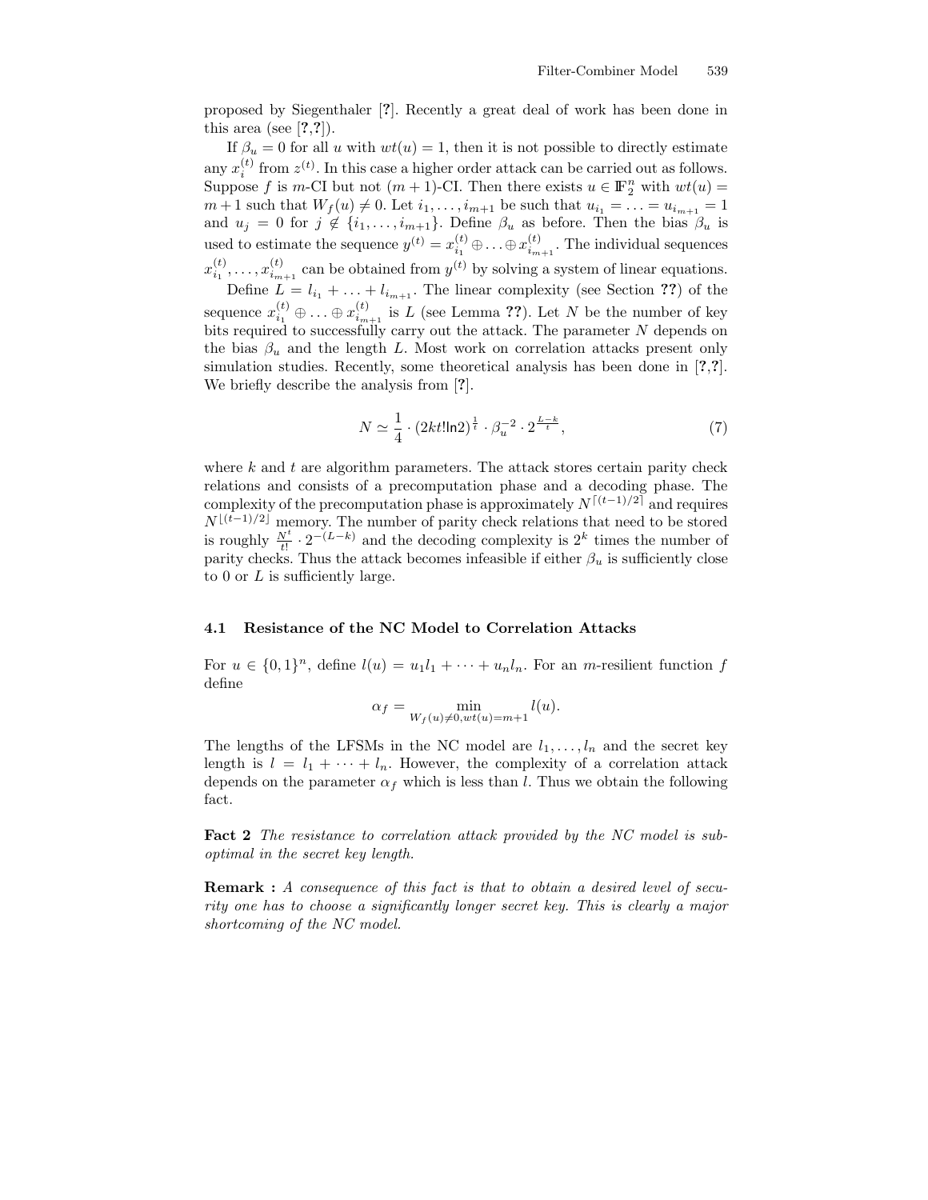proposed by Siegenthaler [?]. Recently a great deal of work has been done in this area (see [?,?]).

If $\beta_u = 0$ for all $u$ with $wt(u) = 1$, then it is not possible to directly estimate any $x_i^{(t)}$ from $z^{(t)}$. In this case a higher order attack can be carried out as follows. Suppose $f$ is $m$-CI but not $(m+1)$-CI. Then there exists $u \in \mathbb{F}_2^n$ with $wt(u) = m+1$ such that $W_f(u) \neq 0$. Let $i_1, \ldots, i_{m+1}$ be such that $u_{i_1} = \ldots = u_{i_{m+1}} = 1$ and $u_j = 0$ for $j \notin \{i_1, \ldots, i_{m+1}\}$. Define $\beta_u$ as before. Then the bias $\beta_u$ is used to estimate the sequence $y^{(t)} = x_{i_1}^{(t)} \oplus \ldots \oplus x_{i_{m+1}}^{(t)}$. The individual sequences $x_{i_1}^{(t)}, \ldots, x_{i_{m+1}}^{(t)}$ can be obtained from $y^{(t)}$ by solving a system of linear equations.

Define $L = l_{i_1} + \ldots + l_{i_{m+1}}$. The linear complexity (see Section ??) of the sequence $x_{i_1}^{(t)} \oplus \ldots \oplus x_{i_{m+1}}^{(t)}$ is $L$ (see Lemma ??). Let $N$ be the number of key bits required to successfully carry out the attack. The parameter $N$ depends on the bias $\beta_u$ and the length $L$. Most work on correlation attacks present only simulation studies. Recently, some theoretical analysis has been done in [?,?]. We briefly describe the analysis from [?].

$$N \simeq \frac{1}{4} \cdot (2kt! \ln 2)^{\frac{1}{t}} \cdot \beta_u^{-2} \cdot 2^{\frac{L-k}{t}}, \tag{7}$$

where $k$ and $t$ are algorithm parameters. The attack stores certain parity check relations and consists of a precomputation phase and a decoding phase. The complexity of the precomputation phase is approximately $N^{\lceil (t-1)/2 \rceil}$ and requires $N^{\lfloor (t-1)/2 \rfloor}$ memory. The number of parity check relations that need to be stored is roughly $\frac{N^t}{t!} \cdot 2^{-(L-k)}$ and the decoding complexity is $2^k$ times the number of parity checks. Thus the attack becomes infeasible if either $\beta_u$ is sufficiently close to 0 or $L$ is sufficiently large.

### 4.1 Resistance of the NC Model to Correlation Attacks

For $u \in \{0,1\}^n$, define $l(u) = u_1 l_1 + \cdots + u_n l_n$. For an $m$-resilient function $f$ define

$$\alpha_f = \min_{W_f(u) \neq 0, wt(u) = m+1} l(u).$$

The lengths of the LFSMs in the NC model are $l_1, \ldots, l_n$ and the secret key length is $l = l_1 + \cdots + l_n$. However, the complexity of a correlation attack depends on the parameter $\alpha_f$ which is less than $l$. Thus we obtain the following fact.

**Fact 2** *The resistance to correlation attack provided by the NC model is sub-optimal in the secret key length.*

**Remark :** *A consequence of this fact is that to obtain a desired level of security one has to choose a significantly longer secret key. This is clearly a major shortcoming of the NC model.*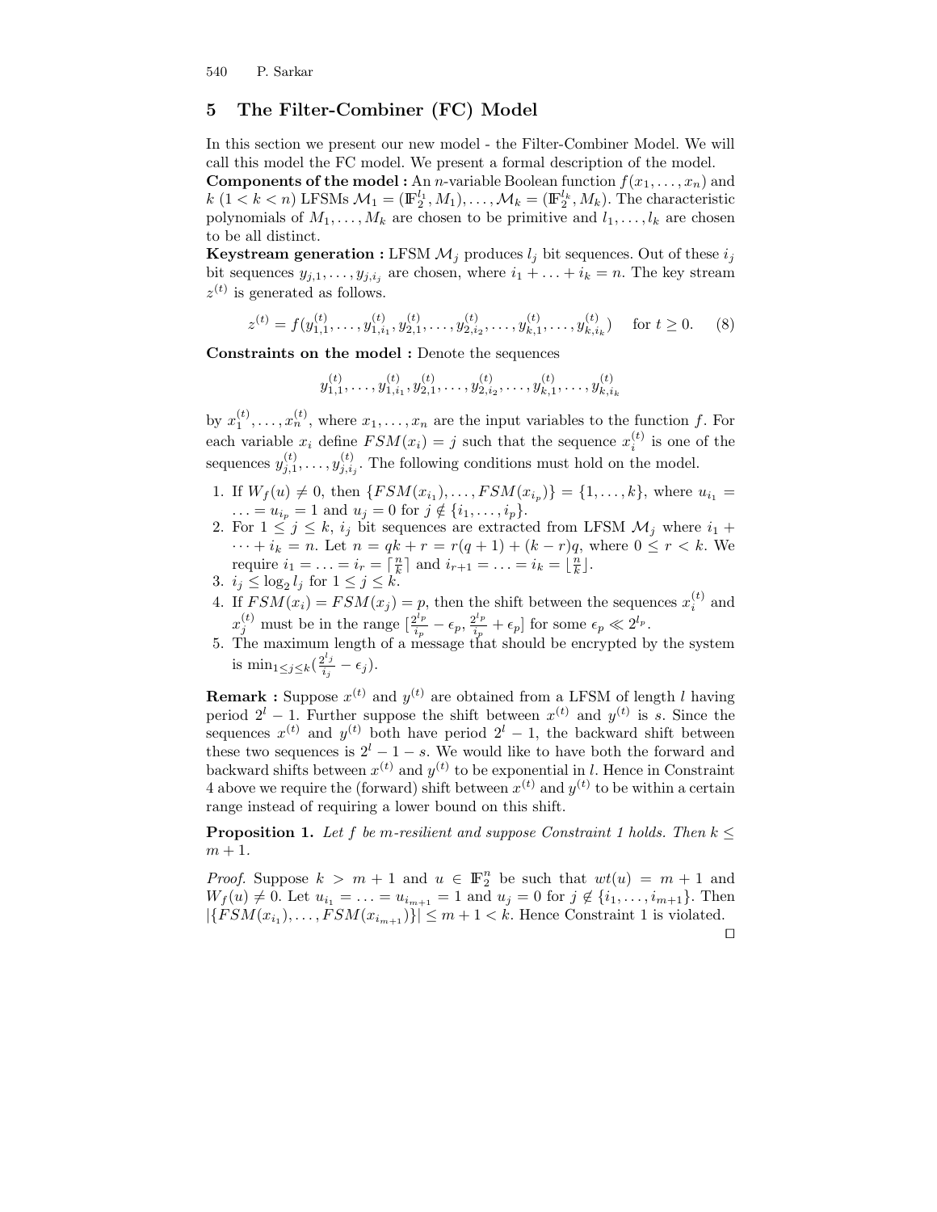## 5 The Filter-Combiner (FC) Model

In this section we present our new model - the Filter-Combiner Model. We will call this model the FC model. We present a formal description of the model.

**Components of the model :** An $n$-variable Boolean function $f(x_1, \ldots, x_n)$ and $k$ $(1 < k < n)$ LFSMs $\mathcal{M}_1 = (\mathbb{F}_2^{l_1}, M_1), \ldots, \mathcal{M}_k = (\mathbb{F}_2^{l_k}, M_k)$. The characteristic polynomials of $M_1, \ldots, M_k$ are chosen to be primitive and $l_1, \ldots, l_k$ are chosen to be all distinct.

**Keystream generation :** LFSM $\mathcal{M}_j$ produces $l_j$ bit sequences. Out of these $i_j$ bit sequences $y_{j,1}, \ldots, y_{j,i_j}$ are chosen, where $i_1 + \ldots + i_k = n$. The key stream $z^{(t)}$ is generated as follows.

$$z^{(t)} = f(y_{1,1}^{(t)}, \ldots, y_{1,i_1}^{(t)}, y_{2,1}^{(t)}, \ldots, y_{2,i_2}^{(t)}, \ldots, y_{k,1}^{(t)}, \ldots, y_{k,i_k}^{(t)}) \quad \text{for } t \geq 0. \qquad (8)$$

**Constraints on the model :** Denote the sequences

$$y_{1,1}^{(t)}, \ldots, y_{1,i_1}^{(t)}, y_{2,1}^{(t)}, \ldots, y_{2,i_2}^{(t)}, \ldots, y_{k,1}^{(t)}, \ldots, y_{k,i_k}^{(t)}$$

by $x_1^{(t)}, \ldots, x_n^{(t)}$, where $x_1, \ldots, x_n$ are the input variables to the function $f$. For each variable $x_i$ define $FSM(x_i) = j$ such that the sequence $x_i^{(t)}$ is one of the sequences $y_{j,1}^{(t)}, \ldots, y_{j,i_j}^{(t)}$. The following conditions must hold on the model.

1. If $W_f(u) \neq 0$, then $\{FSM(x_{i_1}), \ldots, FSM(x_{i_p})\} = \{1, \ldots, k\}$, where $u_{i_1} = \ldots = u_{i_p} = 1$ and $u_j = 0$ for $j \notin \{i_1, \ldots, i_p\}$.
2. For $1 \leq j \leq k$, $i_j$ bit sequences are extracted from LFSM $\mathcal{M}_j$ where $i_1 + \cdots + i_k = n$. Let $n = qk + r = r(q+1) + (k-r)q$, where $0 \leq r < k$. We require $i_1 = \ldots = i_r = \lceil \frac{n}{k} \rceil$ and $i_{r+1} = \ldots = i_k = \lfloor \frac{n}{k} \rfloor$.
3. $i_j \leq \log_2 l_j$ for $1 \leq j \leq k$.
4. If $FSM(x_i) = FSM(x_j) = p$, then the shift between the sequences $x_i^{(t)}$ and $x_j^{(t)}$ must be in the range $[\frac{2^{l_p}}{i_p} - \epsilon_p, \frac{2^{l_p}}{i_p} + \epsilon_p]$ for some $\epsilon_p \ll 2^{l_p}$.
5. The maximum length of a message that should be encrypted by the system is $\min_{1 \leq j \leq k}(\frac{2^{l_j}}{i_j} - \epsilon_j)$.

**Remark :** Suppose $x^{(t)}$ and $y^{(t)}$ are obtained from a LFSM of length $l$ having period $2^l - 1$. Further suppose the shift between $x^{(t)}$ and $y^{(t)}$ is $s$. Since the sequences $x^{(t)}$ and $y^{(t)}$ both have period $2^l - 1$, the backward shift between these two sequences is $2^l - 1 - s$. We would like to have both the forward and backward shifts between $x^{(t)}$ and $y^{(t)}$ to be exponential in $l$. Hence in Constraint 4 above we require the (forward) shift between $x^{(t)}$ and $y^{(t)}$ to be within a certain range instead of requiring a lower bound on this shift.

**Proposition 1.** *Let $f$ be $m$-resilient and suppose Constraint 1 holds. Then $k \leq m + 1$.*

*Proof.* Suppose $k > m + 1$ and $u \in \mathbb{F}_2^n$ be such that $wt(u) = m + 1$ and $W_f(u) \neq 0$. Let $u_{i_1} = \ldots = u_{i_{m+1}} = 1$ and $u_j = 0$ for $j \notin \{i_1, \ldots, i_{m+1}\}$. Then $|\{FSM(x_{i_1}), \ldots, FSM(x_{i_{m+1}})\}| \leq m + 1 < k$. Hence Constraint 1 is violated. □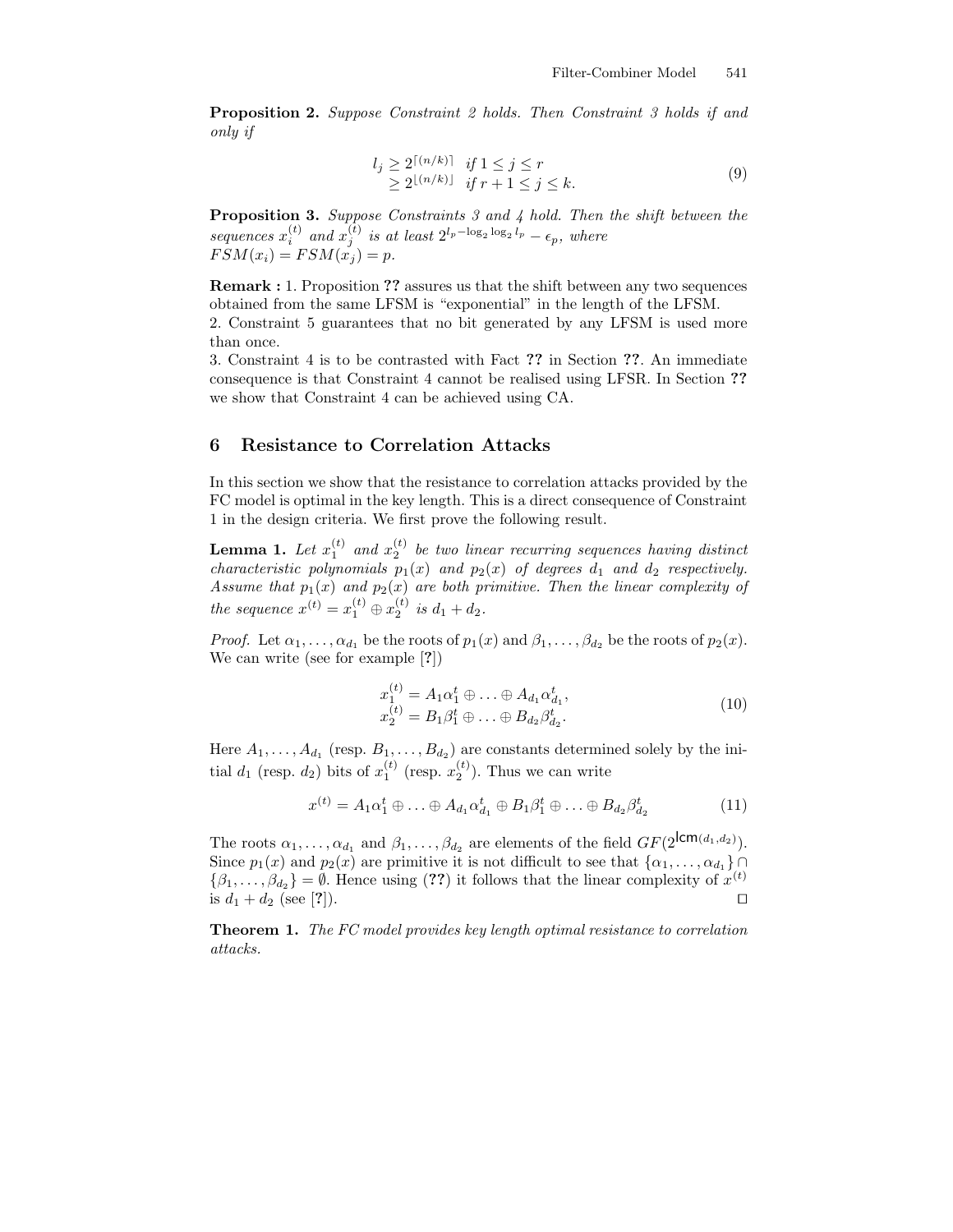**Proposition 2.** *Suppose Constraint 2 holds. Then Constraint 3 holds if and only if*

$$\begin{aligned} l_j &\geq 2^{\lceil (n/k) \rceil} \quad \text{if } 1 \leq j \leq r \\ &\geq 2^{\lfloor (n/k) \rfloor} \quad \text{if } r+1 \leq j \leq k. \end{aligned} \tag{9}$$

**Proposition 3.** *Suppose Constraints 3 and 4 hold. Then the shift between the sequences $x_i^{(t)}$ and $x_j^{(t)}$ is at least $2^{l_p - \log_2 \log_2 l_p} - \epsilon_p$, where $FSM(x_i) = FSM(x_j) = p$.*

**Remark :** 1. Proposition **??** assures us that the shift between any two sequences obtained from the same LFSM is "exponential" in the length of the LFSM.
2. Constraint 5 guarantees that no bit generated by any LFSM is used more than once.
3. Constraint 4 is to be contrasted with Fact **??** in Section **??**. An immediate consequence is that Constraint 4 cannot be realised using LFSR. In Section **??** we show that Constraint 4 can be achieved using CA.

## 6 Resistance to Correlation Attacks

In this section we show that the resistance to correlation attacks provided by the FC model is optimal in the key length. This is a direct consequence of Constraint 1 in the design criteria. We first prove the following result.

**Lemma 1.** *Let $x_1^{(t)}$ and $x_2^{(t)}$ be two linear recurring sequences having distinct characteristic polynomials $p_1(x)$ and $p_2(x)$ of degrees $d_1$ and $d_2$ respectively. Assume that $p_1(x)$ and $p_2(x)$ are both primitive. Then the linear complexity of the sequence $x^{(t)} = x_1^{(t)} \oplus x_2^{(t)}$ is $d_1 + d_2$.*

*Proof.* Let $\alpha_1, \ldots, \alpha_{d_1}$ be the roots of $p_1(x)$ and $\beta_1, \ldots, \beta_{d_2}$ be the roots of $p_2(x)$. We can write (see for example [?])

$$\begin{aligned} x_1^{(t)} &= A_1 \alpha_1^t \oplus \ldots \oplus A_{d_1} \alpha_{d_1}^t, \\ x_2^{(t)} &= B_1 \beta_1^t \oplus \ldots \oplus B_{d_2} \beta_{d_2}^t. \end{aligned} \tag{10}$$

Here $A_1, \ldots, A_{d_1}$ (resp. $B_1, \ldots, B_{d_2}$) are constants determined solely by the initial $d_1$ (resp. $d_2$) bits of $x_1^{(t)}$ (resp. $x_2^{(t)}$). Thus we can write

$$x^{(t)} = A_1 \alpha_1^t \oplus \ldots \oplus A_{d_1} \alpha_{d_1}^t \oplus B_1 \beta_1^t \oplus \ldots \oplus B_{d_2} \beta_{d_2}^t \tag{11}$$

The roots $\alpha_1, \ldots, \alpha_{d_1}$ and $\beta_1, \ldots, \beta_{d_2}$ are elements of the field $GF(2^{\mathsf{lcm}(d_1,d_2)})$. Since $p_1(x)$ and $p_2(x)$ are primitive it is not difficult to see that $\{\alpha_1, \ldots, \alpha_{d_1}\} \cap \{\beta_1, \ldots, \beta_{d_2}\} = \emptyset$. Hence using (**??**) it follows that the linear complexity of $x^{(t)}$ is $d_1 + d_2$ (see [?]). □

**Theorem 1.** *The FC model provides key length optimal resistance to correlation attacks.*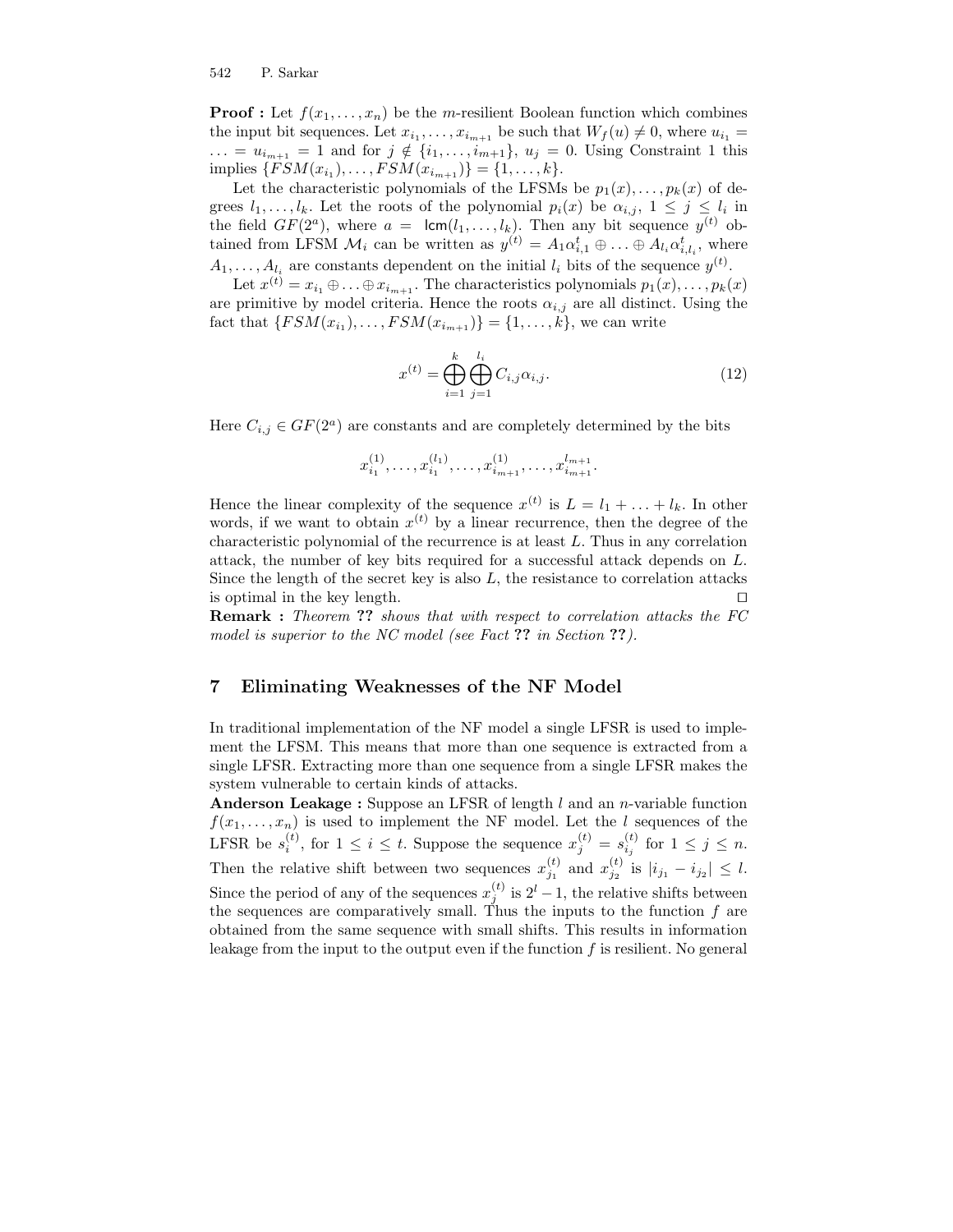**Proof :** Let $f(x_1, \ldots, x_n)$ be the $m$-resilient Boolean function which combines the input bit sequences. Let $x_{i_1}, \ldots, x_{i_{m+1}}$ be such that $W_f(u) \neq 0$, where $u_{i_1} = \ldots = u_{i_{m+1}} = 1$ and for $j \notin \{i_1, \ldots, i_{m+1}\}$, $u_j = 0$. Using Constraint 1 this implies $\{FSM(x_{i_1}), \ldots, FSM(x_{i_{m+1}})\} = \{1, \ldots, k\}$.

Let the characteristic polynomials of the LFSMs be $p_1(x), \ldots, p_k(x)$ of degrees $l_1, \ldots, l_k$. Let the roots of the polynomial $p_i(x)$ be $\alpha_{i,j}$, $1 \leq j \leq l_i$ in the field $GF(2^a)$, where $a = \mathsf{lcm}(l_1, \ldots, l_k)$. Then any bit sequence $y^{(t)}$ obtained from LFSM $\mathcal{M}_i$ can be written as $y^{(t)} = A_1\alpha_{i,1}^t \oplus \ldots \oplus A_{l_i}\alpha_{i,l_i}^t$, where $A_1, \ldots, A_{l_i}$ are constants dependent on the initial $l_i$ bits of the sequence $y^{(t)}$.

Let $x^{(t)} = x_{i_1} \oplus \ldots \oplus x_{i_{m+1}}$. The characteristics polynomials $p_1(x), \ldots, p_k(x)$ are primitive by model criteria. Hence the roots $\alpha_{i,j}$ are all distinct. Using the fact that $\{FSM(x_{i_1}), \ldots, FSM(x_{i_{m+1}})\} = \{1, \ldots, k\}$, we can write

$$x^{(t)} = \bigoplus_{i=1}^{k} \bigoplus_{j=1}^{l_i} C_{i,j}\alpha_{i,j}. \tag{12}$$

Here $C_{i,j} \in GF(2^a)$ are constants and are completely determined by the bits

$$x_{i_1}^{(1)}, \ldots, x_{i_1}^{(l_1)}, \ldots, x_{i_{m+1}}^{(1)}, \ldots, x_{i_{m+1}}^{l_{m+1}}.$$

Hence the linear complexity of the sequence $x^{(t)}$ is $L = l_1 + \ldots + l_k$. In other words, if we want to obtain $x^{(t)}$ by a linear recurrence, then the degree of the characteristic polynomial of the recurrence is at least $L$. Thus in any correlation attack, the number of key bits required for a successful attack depends on $L$. Since the length of the secret key is also $L$, the resistance to correlation attacks is optimal in the key length. $\square$

**Remark :** *Theorem* **??** *shows that with respect to correlation attacks the FC model is superior to the NC model (see Fact* **??** *in Section* **??***).*

## 7 Eliminating Weaknesses of the NF Model

In traditional implementation of the NF model a single LFSR is used to implement the LFSM. This means that more than one sequence is extracted from a single LFSR. Extracting more than one sequence from a single LFSR makes the system vulnerable to certain kinds of attacks.

**Anderson Leakage :** Suppose an LFSR of length $l$ and an $n$-variable function $f(x_1, \ldots, x_n)$ is used to implement the NF model. Let the $l$ sequences of the LFSR be $s_i^{(t)}$, for $1 \leq i \leq t$. Suppose the sequence $x_j^{(t)} = s_{i_j}^{(t)}$ for $1 \leq j \leq n$. Then the relative shift between two sequences $x_{j_1}^{(t)}$ and $x_{j_2}^{(t)}$ is $|i_{j_1} - i_{j_2}| \leq l$. Since the period of any of the sequences $x_j^{(t)}$ is $2^l - 1$, the relative shifts between the sequences are comparatively small. Thus the inputs to the function $f$ are obtained from the same sequence with small shifts. This results in information leakage from the input to the output even if the function $f$ is resilient. No general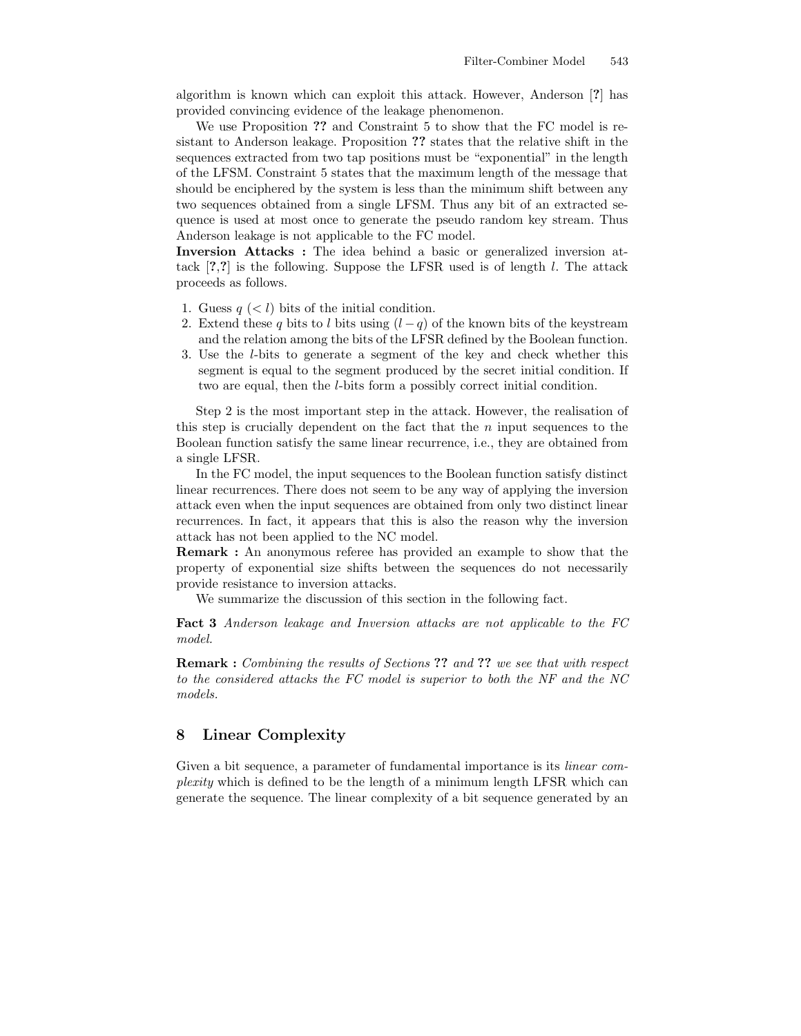algorithm is known which can exploit this attack. However, Anderson [?] has provided convincing evidence of the leakage phenomenon.

We use Proposition **??** and Constraint 5 to show that the FC model is resistant to Anderson leakage. Proposition **??** states that the relative shift in the sequences extracted from two tap positions must be "exponential" in the length of the LFSM. Constraint 5 states that the maximum length of the message that should be enciphered by the system is less than the minimum shift between any two sequences obtained from a single LFSM. Thus any bit of an extracted sequence is used at most once to generate the pseudo random key stream. Thus Anderson leakage is not applicable to the FC model.

**Inversion Attacks :** The idea behind a basic or generalized inversion attack [?,?] is the following. Suppose the LFSR used is of length $l$. The attack proceeds as follows.

1. Guess $q$ $(< l)$ bits of the initial condition.
2. Extend these $q$ bits to $l$ bits using $(l - q)$ of the known bits of the keystream and the relation among the bits of the LFSR defined by the Boolean function.
3. Use the $l$-bits to generate a segment of the key and check whether this segment is equal to the segment produced by the secret initial condition. If two are equal, then the $l$-bits form a possibly correct initial condition.

Step 2 is the most important step in the attack. However, the realisation of this step is crucially dependent on the fact that the $n$ input sequences to the Boolean function satisfy the same linear recurrence, i.e., they are obtained from a single LFSR.

In the FC model, the input sequences to the Boolean function satisfy distinct linear recurrences. There does not seem to be any way of applying the inversion attack even when the input sequences are obtained from only two distinct linear recurrences. In fact, it appears that this is also the reason why the inversion attack has not been applied to the NC model.

**Remark :** An anonymous referee has provided an example to show that the property of exponential size shifts between the sequences do not necessarily provide resistance to inversion attacks.

We summarize the discussion of this section in the following fact.

**Fact 3** *Anderson leakage and Inversion attacks are not applicable to the FC model.*

**Remark :** *Combining the results of Sections* **??** *and* **??** *we see that with respect to the considered attacks the FC model is superior to both the NF and the NC models.*

## 8 Linear Complexity

Given a bit sequence, a parameter of fundamental importance is its *linear complexity* which is defined to be the length of a minimum length LFSR which can generate the sequence. The linear complexity of a bit sequence generated by an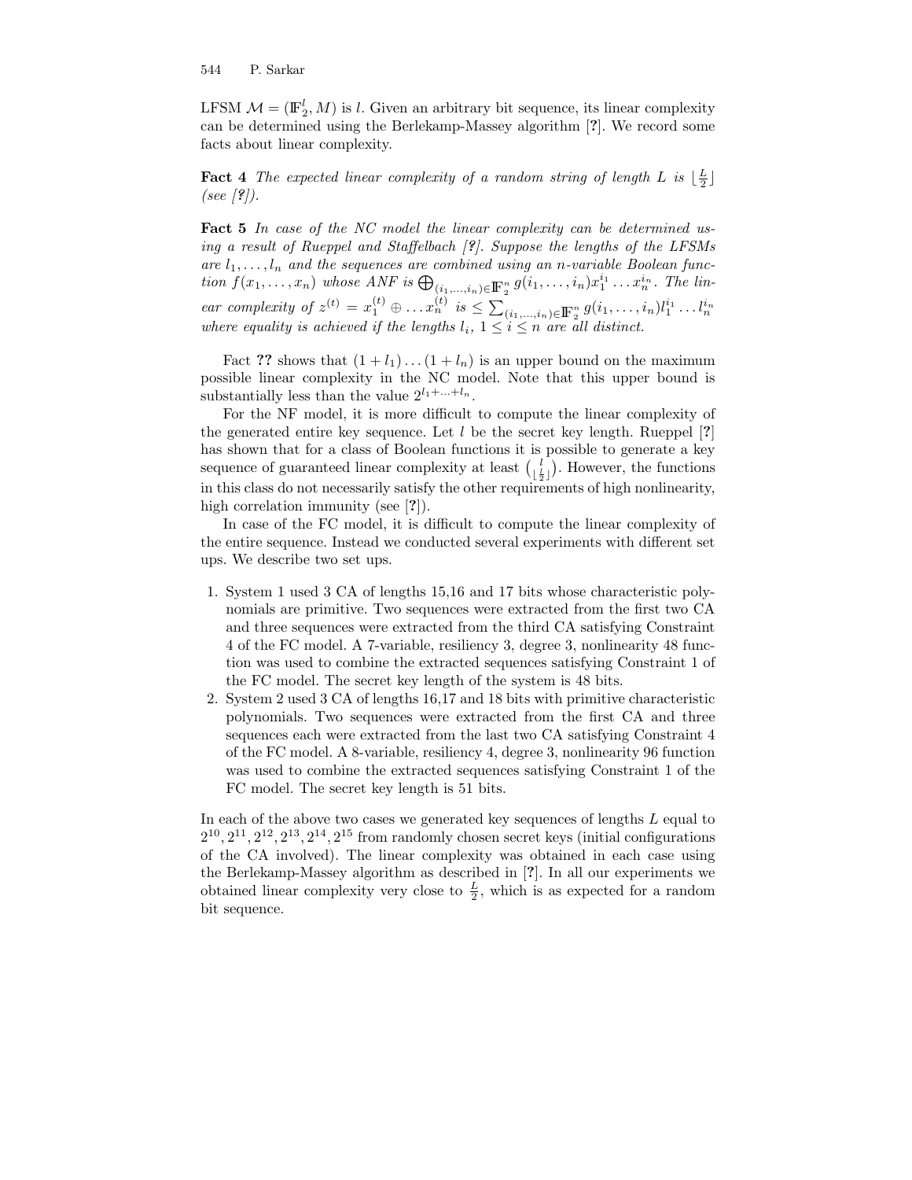LFSM $\mathcal{M} = (\mathbb{F}_2^l, M)$ is $l$. Given an arbitrary bit sequence, its linear complexity can be determined using the Berlekamp-Massey algorithm [?]. We record some facts about linear complexity.

**Fact 4** *The expected linear complexity of a random string of length $L$ is $\lfloor \frac{L}{2} \rfloor$ (see [?]).*

**Fact 5** *In case of the NC model the linear complexity can be determined using a result of Rueppel and Staffelbach [?]. Suppose the lengths of the LFSMs are $l_1, \ldots, l_n$ and the sequences are combined using an $n$-variable Boolean function $f(x_1, \ldots, x_n)$ whose ANF is $\bigoplus_{(i_1,\ldots,i_n)\in\mathbb{F}_2^n} g(i_1, \ldots, i_n) x_1^{i_1} \ldots x_n^{i_n}$. The linear complexity of $z^{(t)} = x_1^{(t)} \oplus \ldots x_n^{(t)}$ is $\leq \sum_{(i_1,\ldots,i_n)\in\mathbb{F}_2^n} g(i_1, \ldots, i_n) l_1^{i_1} \ldots l_n^{i_n}$ where equality is achieved if the lengths $l_i$, $1 \leq i \leq n$ are all distinct.*

Fact **??** shows that $(1 + l_1) \ldots (1 + l_n)$ is an upper bound on the maximum possible linear complexity in the NC model. Note that this upper bound is substantially less than the value $2^{l_1+\ldots+l_n}$.

For the NF model, it is more difficult to compute the linear complexity of the generated entire key sequence. Let $l$ be the secret key length. Rueppel [?] has shown that for a class of Boolean functions it is possible to generate a key sequence of guaranteed linear complexity at least $\binom{l}{\lfloor \frac{l}{2} \rfloor}$. However, the functions in this class do not necessarily satisfy the other requirements of high nonlinearity, high correlation immunity (see [?]).

In case of the FC model, it is difficult to compute the linear complexity of the entire sequence. Instead we conducted several experiments with different set ups. We describe two set ups.

1. System 1 used 3 CA of lengths 15,16 and 17 bits whose characteristic polynomials are primitive. Two sequences were extracted from the first two CA and three sequences were extracted from the third CA satisfying Constraint 4 of the FC model. A 7-variable, resiliency 3, degree 3, nonlinearity 48 function was used to combine the extracted sequences satisfying Constraint 1 of the FC model. The secret key length of the system is 48 bits.
2. System 2 used 3 CA of lengths 16,17 and 18 bits with primitive characteristic polynomials. Two sequences were extracted from the first CA and three sequences each were extracted from the last two CA satisfying Constraint 4 of the FC model. A 8-variable, resiliency 4, degree 3, nonlinearity 96 function was used to combine the extracted sequences satisfying Constraint 1 of the FC model. The secret key length is 51 bits.

In each of the above two cases we generated key sequences of lengths $L$ equal to $2^{10}, 2^{11}, 2^{12}, 2^{13}, 2^{14}, 2^{15}$ from randomly chosen secret keys (initial configurations of the CA involved). The linear complexity was obtained in each case using the Berlekamp-Massey algorithm as described in [?]. In all our experiments we obtained linear complexity very close to $\frac{L}{2}$, which is as expected for a random bit sequence.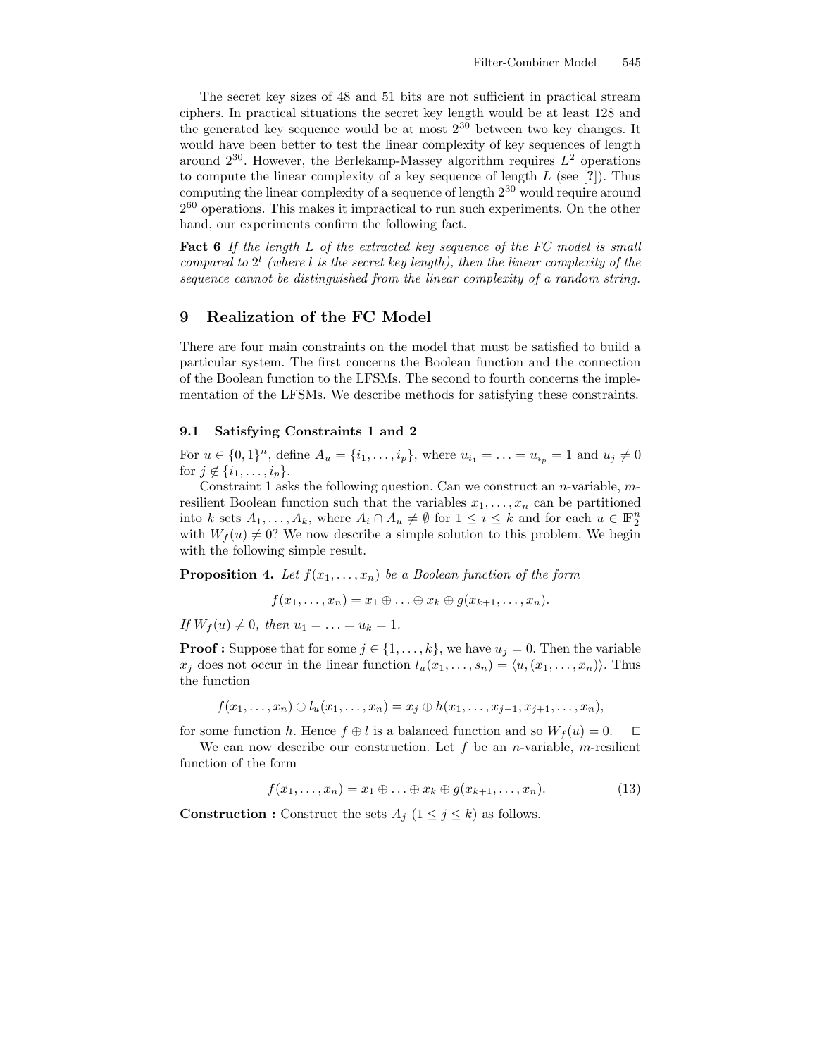The secret key sizes of 48 and 51 bits are not sufficient in practical stream ciphers. In practical situations the secret key length would be at least 128 and the generated key sequence would be at most $2^{30}$ between two key changes. It would have been better to test the linear complexity of key sequences of length around $2^{30}$. However, the Berlekamp-Massey algorithm requires $L^2$ operations to compute the linear complexity of a key sequence of length $L$ (see [?]). Thus computing the linear complexity of a sequence of length $2^{30}$ would require around $2^{60}$ operations. This makes it impractical to run such experiments. On the other hand, our experiments confirm the following fact.

**Fact 6** *If the length $L$ of the extracted key sequence of the FC model is small compared to $2^l$ (where $l$ is the secret key length), then the linear complexity of the sequence cannot be distinguished from the linear complexity of a random string.*

## 9 Realization of the FC Model

There are four main constraints on the model that must be satisfied to build a particular system. The first concerns the Boolean function and the connection of the Boolean function to the LFSMs. The second to fourth concerns the implementation of the LFSMs. We describe methods for satisfying these constraints.

### 9.1 Satisfying Constraints 1 and 2

For $u \in \{0,1\}^n$, define $A_u = \{i_1, \ldots, i_p\}$, where $u_{i_1} = \ldots = u_{i_p} = 1$ and $u_j \neq 0$ for $j \notin \{i_1, \ldots, i_p\}$.

Constraint 1 asks the following question. Can we construct an $n$-variable, $m$-resilient Boolean function such that the variables $x_1, \ldots, x_n$ can be partitioned into $k$ sets $A_1, \ldots, A_k$, where $A_i \cap A_u \neq \emptyset$ for $1 \leq i \leq k$ and for each $u \in \mathbb{F}_2^n$ with $W_f(u) \neq 0$? We now describe a simple solution to this problem. We begin with the following simple result.

**Proposition 4.** *Let $f(x_1, \ldots, x_n)$ be a Boolean function of the form*

$$f(x_1, \ldots, x_n) = x_1 \oplus \ldots \oplus x_k \oplus g(x_{k+1}, \ldots, x_n).$$

*If $W_f(u) \neq 0$, then $u_1 = \ldots = u_k = 1$.*

**Proof :** Suppose that for some $j \in \{1, \ldots, k\}$, we have $u_j = 0$. Then the variable $x_j$ does not occur in the linear function $l_u(x_1, \ldots, s_n) = \langle u, (x_1, \ldots, x_n) \rangle$. Thus the function

$$f(x_1, \ldots, x_n) \oplus l_u(x_1, \ldots, x_n) = x_j \oplus h(x_1, \ldots, x_{j-1}, x_{j+1}, \ldots, x_n),$$

for some function $h$. Hence $f \oplus l$ is a balanced function and so $W_f(u) = 0$. $\square$

We can now describe our construction. Let $f$ be an $n$-variable, $m$-resilient function of the form

$$f(x_1, \ldots, x_n) = x_1 \oplus \ldots \oplus x_k \oplus g(x_{k+1}, \ldots, x_n). \tag{13}$$

**Construction :** Construct the sets $A_j$ ($1 \leq j \leq k$) as follows.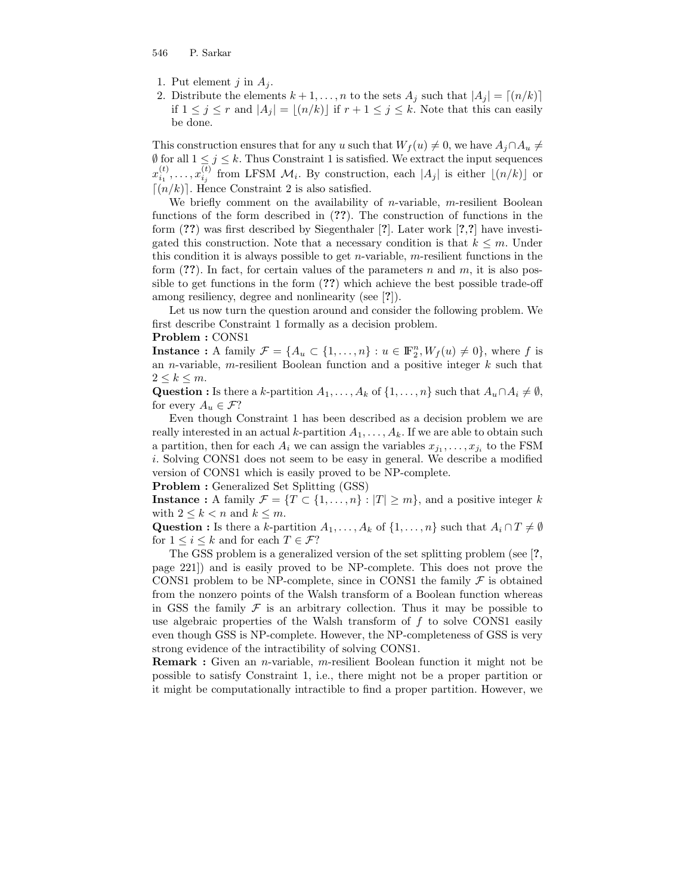1. Put element $j$ in $A_j$.
2. Distribute the elements $k+1, \ldots, n$ to the sets $A_j$ such that $|A_j| = \lceil (n/k) \rceil$ if $1 \leq j \leq r$ and $|A_j| = \lfloor (n/k) \rfloor$ if $r+1 \leq j \leq k$. Note that this can easily be done.

This construction ensures that for any $u$ such that $W_f(u) \neq 0$, we have $A_j \cap A_u \neq \emptyset$ for all $1 \leq j \leq k$. Thus Constraint 1 is satisfied. We extract the input sequences $x_{i_1}^{(t)}, \ldots, x_{i_j}^{(t)}$ from LFSM $\mathcal{M}_i$. By construction, each $|A_j|$ is either $\lfloor (n/k) \rfloor$ or $\lceil (n/k) \rceil$. Hence Constraint 2 is also satisfied.

We briefly comment on the availability of $n$-variable, $m$-resilient Boolean functions of the form described in (**??**). The construction of functions in the form (**??**) was first described by Siegenthaler [**?**]. Later work [**?**,**?**] have investigated this construction. Note that a necessary condition is that $k \leq m$. Under this condition it is always possible to get $n$-variable, $m$-resilient functions in the form (**??**). In fact, for certain values of the parameters $n$ and $m$, it is also possible to get functions in the form (**??**) which achieve the best possible trade-off among resiliency, degree and nonlinearity (see [**?**]).

Let us now turn the question around and consider the following problem. We first describe Constraint 1 formally as a decision problem.

**Problem :** CONS1

**Instance :** A family $\mathcal{F} = \{A_u \subset \{1, \ldots, n\} : u \in \mathbb{F}_2^n, W_f(u) \neq 0\}$, where $f$ is an $n$-variable, $m$-resilient Boolean function and a positive integer $k$ such that $2 \leq k \leq m$.

**Question :** Is there a $k$-partition $A_1, \ldots, A_k$ of $\{1, \ldots, n\}$ such that $A_u \cap A_i \neq \emptyset$, for every $A_u \in \mathcal{F}$?

Even though Constraint 1 has been described as a decision problem we are really interested in an actual $k$-partition $A_1, \ldots, A_k$. If we are able to obtain such a partition, then for each $A_i$ we can assign the variables $x_{j_1}, \ldots, x_{j_i}$ to the FSM $i$. Solving CONS1 does not seem to be easy in general. We describe a modified version of CONS1 which is easily proved to be NP-complete.

**Problem :** Generalized Set Splitting (GSS)

**Instance :** A family $\mathcal{F} = \{T \subset \{1, \ldots, n\} : |T| \geq m\}$, and a positive integer $k$ with $2 \leq k < n$ and $k \leq m$.

**Question :** Is there a $k$-partition $A_1, \ldots, A_k$ of $\{1, \ldots, n\}$ such that $A_i \cap T \neq \emptyset$ for $1 \leq i \leq k$ and for each $T \in \mathcal{F}$?

The GSS problem is a generalized version of the set splitting problem (see [**?**, page 221]) and is easily proved to be NP-complete. This does not prove the CONS1 problem to be NP-complete, since in CONS1 the family $\mathcal{F}$ is obtained from the nonzero points of the Walsh transform of a Boolean function whereas in GSS the family $\mathcal{F}$ is an arbitrary collection. Thus it may be possible to use algebraic properties of the Walsh transform of $f$ to solve CONS1 easily even though GSS is NP-complete. However, the NP-completeness of GSS is very strong evidence of the intractibility of solving CONS1.

**Remark :** Given an $n$-variable, $m$-resilient Boolean function it might not be possible to satisfy Constraint 1, i.e., there might not be a proper partition or it might be computationally intractible to find a proper partition. However, we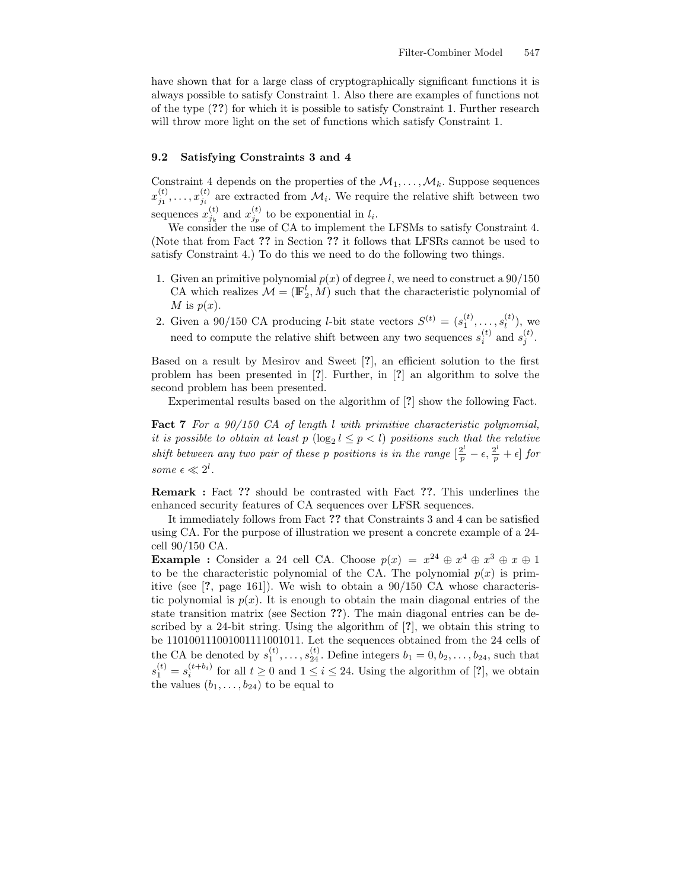have shown that for a large class of cryptographically significant functions it is always possible to satisfy Constraint 1. Also there are examples of functions not of the type (**??**) for which it is possible to satisfy Constraint 1. Further research will throw more light on the set of functions which satisfy Constraint 1.

### 9.2 Satisfying Constraints 3 and 4

Constraint 4 depends on the properties of the $\mathcal{M}_1, \ldots, \mathcal{M}_k$. Suppose sequences $x_{j_1}^{(t)}, \ldots, x_{j_i}^{(t)}$ are extracted from $\mathcal{M}_i$. We require the relative shift between two sequences $x_{j_k}^{(t)}$ and $x_{j_p}^{(t)}$ to be exponential in $l_i$.

We consider the use of CA to implement the LFSMs to satisfy Constraint 4. (Note that from Fact **??** in Section **??** it follows that LFSRs cannot be used to satisfy Constraint 4.) To do this we need to do the following two things.

1. Given an primitive polynomial $p(x)$ of degree $l$, we need to construct a 90/150 CA which realizes $\mathcal{M} = (\mathbb{F}_2^l, M)$ such that the characteristic polynomial of $M$ is $p(x)$.
2. Given a 90/150 CA producing $l$-bit state vectors $S^{(t)} = (s_1^{(t)}, \ldots, s_l^{(t)})$, we need to compute the relative shift between any two sequences $s_i^{(t)}$ and $s_j^{(t)}$.

Based on a result by Mesirov and Sweet [**?**], an efficient solution to the first problem has been presented in [**?**]. Further, in [**?**] an algorithm to solve the second problem has been presented.

Experimental results based on the algorithm of [**?**] show the following Fact.

**Fact 7** *For a 90/150 CA of length $l$ with primitive characteristic polynomial, it is possible to obtain at least $p$ ($\log_2 l \leq p < l$) positions such that the relative shift between any two pair of these $p$ positions is in the range $[\frac{2^l}{p} - \epsilon, \frac{2^l}{p} + \epsilon]$ for some $\epsilon \ll 2^l$.*

**Remark :** Fact **??** should be contrasted with Fact **??**. This underlines the enhanced security features of CA sequences over LFSR sequences.

It immediately follows from Fact **??** that Constraints 3 and 4 can be satisfied using CA. For the purpose of illustration we present a concrete example of a 24-cell 90/150 CA.

**Example :** Consider a 24 cell CA. Choose $p(x) = x^{24} \oplus x^4 \oplus x^3 \oplus x \oplus 1$ to be the characteristic polynomial of the CA. The polynomial $p(x)$ is primitive (see [**?**, page 161]). We wish to obtain a 90/150 CA whose characteristic polynomial is $p(x)$. It is enough to obtain the main diagonal entries of the state transition matrix (see Section **??**). The main diagonal entries can be described by a 24-bit string. Using the algorithm of [**?**], we obtain this string to be 110100111001001111001011. Let the sequences obtained from the 24 cells of the CA be denoted by $s_1^{(t)}, \ldots, s_{24}^{(t)}$. Define integers $b_1 = 0, b_2, \ldots, b_{24}$, such that $s_1^{(t)} = s_i^{(t+b_i)}$ for all $t \geq 0$ and $1 \leq i \leq 24$. Using the algorithm of [**?**], we obtain the values $(b_1, \ldots, b_{24})$ to be equal to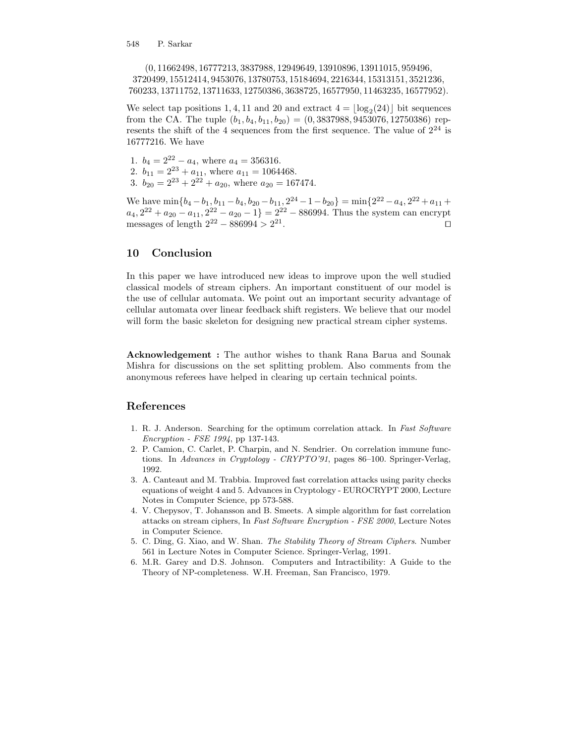$(0, 11662498, 16777213, 3837988, 12949649, 13910896, 13911015, 959496,$
$3720499, 15512414, 9453076, 13780753, 15184694, 2216344, 15313151, 3521236,$
$760233, 13711752, 13711633, 12750386, 3638725, 16577950, 11463235, 16577952).$

We select tap positions 1, 4, 11 and 20 and extract $4 = \lfloor \log_2(24) \rfloor$ bit sequences from the CA. The tuple $(b_1, b_4, b_{11}, b_{20}) = (0, 3837988, 9453076, 12750386)$ represents the shift of the 4 sequences from the first sequence. The value of $2^{24}$ is 16777216. We have

1. $b_4 = 2^{22} - a_4$, where $a_4 = 356316$.
2. $b_{11} = 2^{23} + a_{11}$, where $a_{11} = 1064468$.
3. $b_{20} = 2^{23} + 2^{22} + a_{20}$, where $a_{20} = 167474$.

We have $\min\{b_4 - b_1, b_{11} - b_4, b_{20} - b_{11}, 2^{24} - 1 - b_{20}\} = \min\{2^{22} - a_4, 2^{22} + a_{11} + a_4, 2^{22} + a_{20} - a_{11}, 2^{22} - a_{20} - 1\} = 2^{22} - 886994$. Thus the system can encrypt messages of length $2^{22} - 886994 > 2^{21}$. □

## 10 Conclusion

In this paper we have introduced new ideas to improve upon the well studied classical models of stream ciphers. An important constituent of our model is the use of cellular automata. We point out an important security advantage of cellular automata over linear feedback shift registers. We believe that our model will form the basic skeleton for designing new practical stream cipher systems.

**Acknowledgement :** The author wishes to thank Rana Barua and Sounak Mishra for discussions on the set splitting problem. Also comments from the anonymous referees have helped in clearing up certain technical points.

## References

1. R. J. Anderson. Searching for the optimum correlation attack. In *Fast Software Encryption - FSE 1994*, pp 137-143.
2. P. Camion, C. Carlet, P. Charpin, and N. Sendrier. On correlation immune functions. In *Advances in Cryptology - CRYPTO'91*, pages 86–100. Springer-Verlag, 1992.
3. A. Canteaut and M. Trabbia. Improved fast correlation attacks using parity checks equations of weight 4 and 5. Advances in Cryptology - EUROCRYPT 2000, Lecture Notes in Computer Science, pp 573-588.
4. V. Chepysov, T. Johansson and B. Smeets. A simple algorithm for fast correlation attacks on stream ciphers, In *Fast Software Encryption - FSE 2000*, Lecture Notes in Computer Science.
5. C. Ding, G. Xiao, and W. Shan. *The Stability Theory of Stream Ciphers*. Number 561 in Lecture Notes in Computer Science. Springer-Verlag, 1991.
6. M.R. Garey and D.S. Johnson. Computers and Intractibility: A Guide to the Theory of NP-completeness. W.H. Freeman, San Francisco, 1979.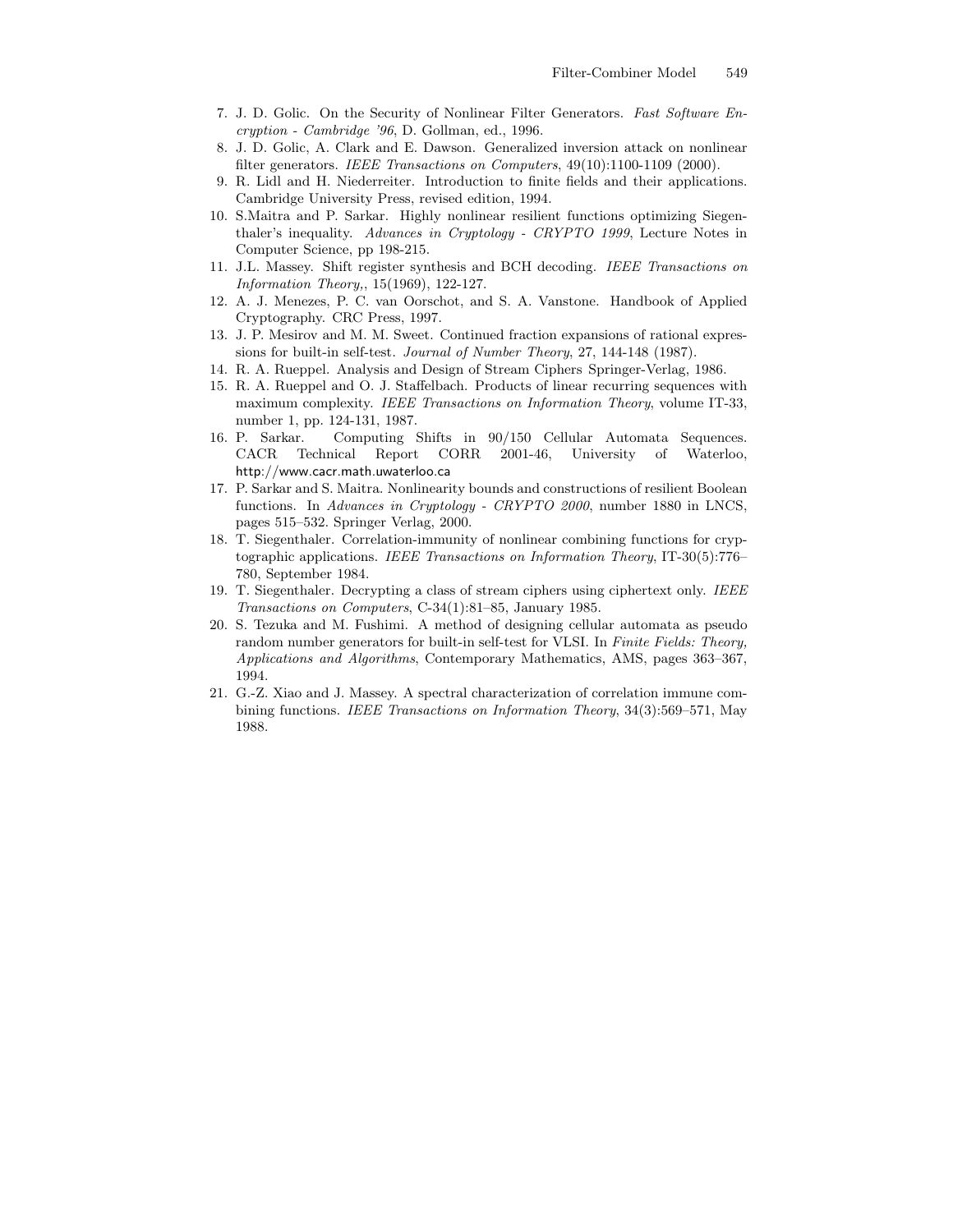7. J. D. Golic. On the Security of Nonlinear Filter Generators. *Fast Software Encryption - Cambridge '96*, D. Gollman, ed., 1996.
8. J. D. Golic, A. Clark and E. Dawson. Generalized inversion attack on nonlinear filter generators. *IEEE Transactions on Computers*, 49(10):1100-1109 (2000).
9. R. Lidl and H. Niederreiter. Introduction to finite fields and their applications. Cambridge University Press, revised edition, 1994.
10. S.Maitra and P. Sarkar. Highly nonlinear resilient functions optimizing Siegenthaler's inequality. *Advances in Cryptology - CRYPTO 1999*, Lecture Notes in Computer Science, pp 198-215.
11. J.L. Massey. Shift register synthesis and BCH decoding. *IEEE Transactions on Information Theory,*, 15(1969), 122-127.
12. A. J. Menezes, P. C. van Oorschot, and S. A. Vanstone. Handbook of Applied Cryptography. CRC Press, 1997.
13. J. P. Mesirov and M. M. Sweet. Continued fraction expansions of rational expressions for built-in self-test. *Journal of Number Theory*, 27, 144-148 (1987).
14. R. A. Rueppel. Analysis and Design of Stream Ciphers Springer-Verlag, 1986.
15. R. A. Rueppel and O. J. Staffelbach. Products of linear recurring sequences with maximum complexity. *IEEE Transactions on Information Theory*, volume IT-33, number 1, pp. 124-131, 1987.
16. P. Sarkar. Computing Shifts in 90/150 Cellular Automata Sequences. CACR Technical Report CORR 2001-46, University of Waterloo, http://www.cacr.math.uwaterloo.ca
17. P. Sarkar and S. Maitra. Nonlinearity bounds and constructions of resilient Boolean functions. In *Advances in Cryptology - CRYPTO 2000*, number 1880 in LNCS, pages 515–532. Springer Verlag, 2000.
18. T. Siegenthaler. Correlation-immunity of nonlinear combining functions for cryptographic applications. *IEEE Transactions on Information Theory*, IT-30(5):776–780, September 1984.
19. T. Siegenthaler. Decrypting a class of stream ciphers using ciphertext only. *IEEE Transactions on Computers*, C-34(1):81–85, January 1985.
20. S. Tezuka and M. Fushimi. A method of designing cellular automata as pseudo random number generators for built-in self-test for VLSI. In *Finite Fields: Theory, Applications and Algorithms*, Contemporary Mathematics, AMS, pages 363–367, 1994.
21. G.-Z. Xiao and J. Massey. A spectral characterization of correlation immune combining functions. *IEEE Transactions on Information Theory*, 34(3):569–571, May 1988.